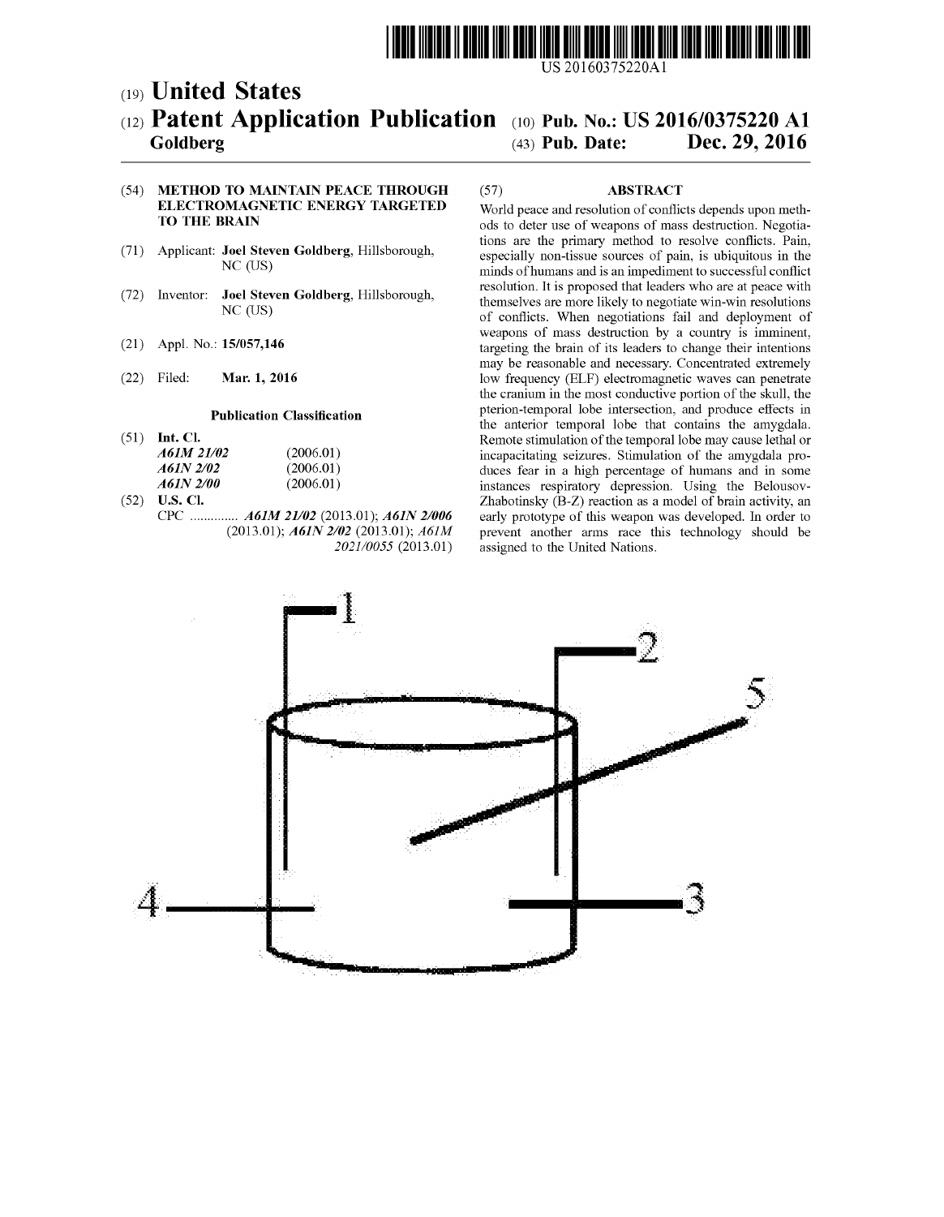US 20160375220A1

(19) **United States**

(12) **Patent Application Publication** (10) **Pub. No.: US 2016/0375220 A1**

**Goldberg** (43) **Pub. Date: Dec. 29, 2016**

(54) **METHOD TO MAINTAIN PEACE THROUGH ELECTROMAGNETIC ENERGY TARGETED TO THE BRAIN**

(71) Applicant: **Joel Steven Goldberg**, Hillsborough, NC (US)

(72) Inventor: **Joel Steven Goldberg**, Hillsborough, NC (US)

(21) Appl. No.: **15/057,146**

(22) Filed: **Mar. 1, 2016**

**Publication Classification**

(51) **Int. Cl.**

| | |
|---|---|
| *A61M 21/02* | (2006.01) |
| *A61N 2/02* | (2006.01) |
| *A61N 2/00* | (2006.01) |

(52) **U.S. Cl.**

CPC .............. ***A61M 21/02*** (2013.01); ***A61N 2/006*** (2013.01); ***A61N 2/02*** (2013.01); *A61M 2021/0055* (2013.01)

(57) **ABSTRACT**

World peace and resolution of conflicts depends upon methods to deter use of weapons of mass destruction. Negotiations are the primary method to resolve conflicts. Pain, especially non-tissue sources of pain, is ubiquitous in the minds of humans and is an impediment to successful conflict resolution. It is proposed that leaders who are at peace with themselves are more likely to negotiate win-win resolutions of conflicts. When negotiations fail and deployment of weapons of mass destruction by a country is imminent, targeting the brain of its leaders to change their intentions may be reasonable and necessary. Concentrated extremely low frequency (ELF) electromagnetic waves can penetrate the cranium in the most conductive portion of the skull, the pterion-temporal lobe intersection, and produce effects in the anterior temporal lobe that contains the amygdala. Remote stimulation of the temporal lobe may cause lethal or incapacitating seizures. Stimulation of the amygdala produces fear in a high percentage of humans and in some instances respiratory depression. Using the Belousov-Zhabotinsky (B-Z) reaction as a model of brain activity, an early prototype of this weapon was developed. In order to prevent another arms race this technology should be assigned to the United Nations.

1 2 5 4 3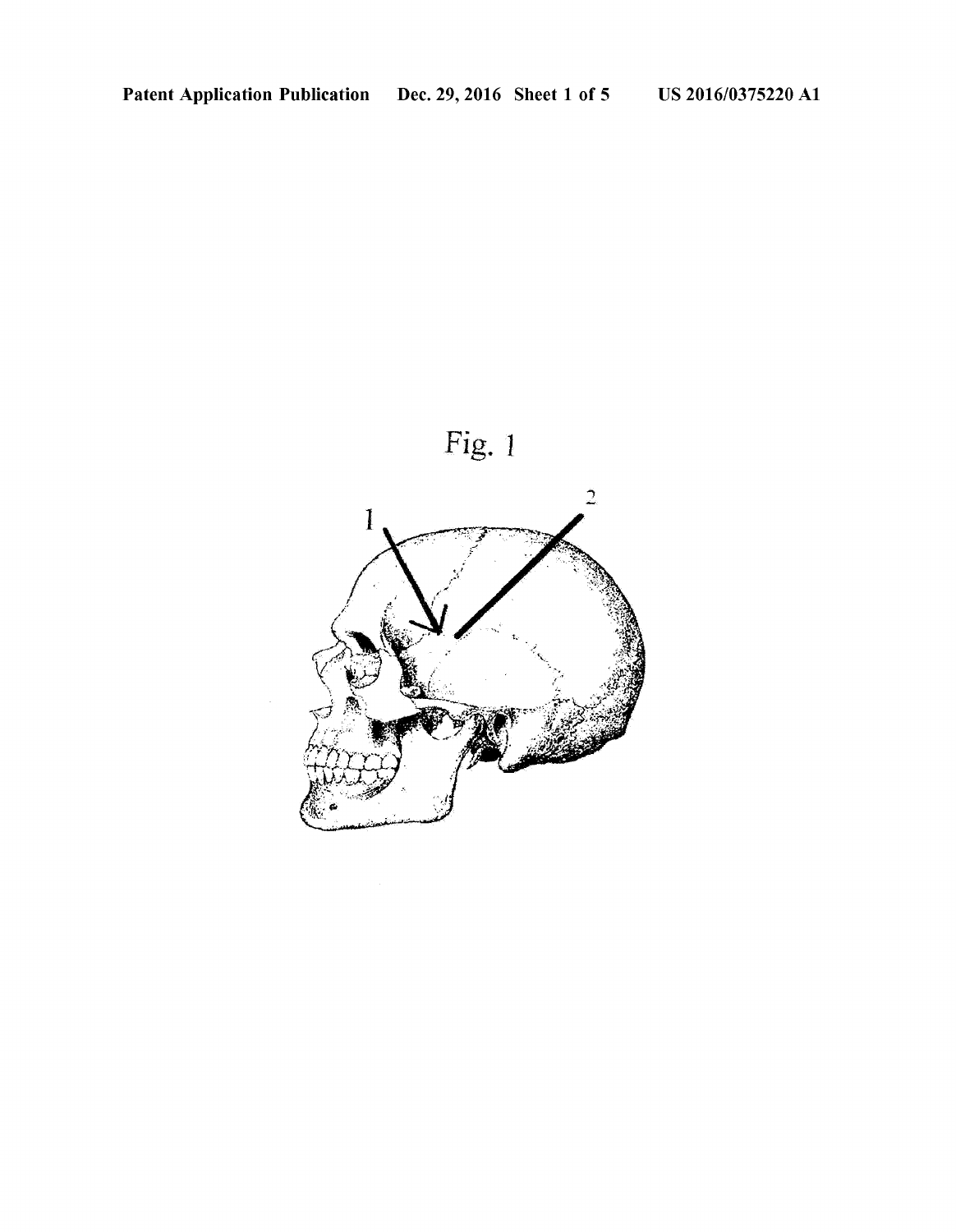Fig. 1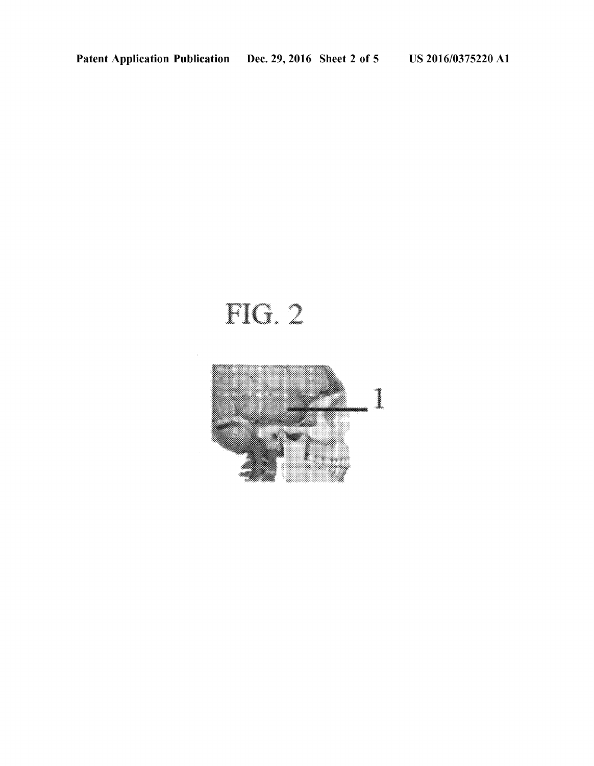FIG. 2

1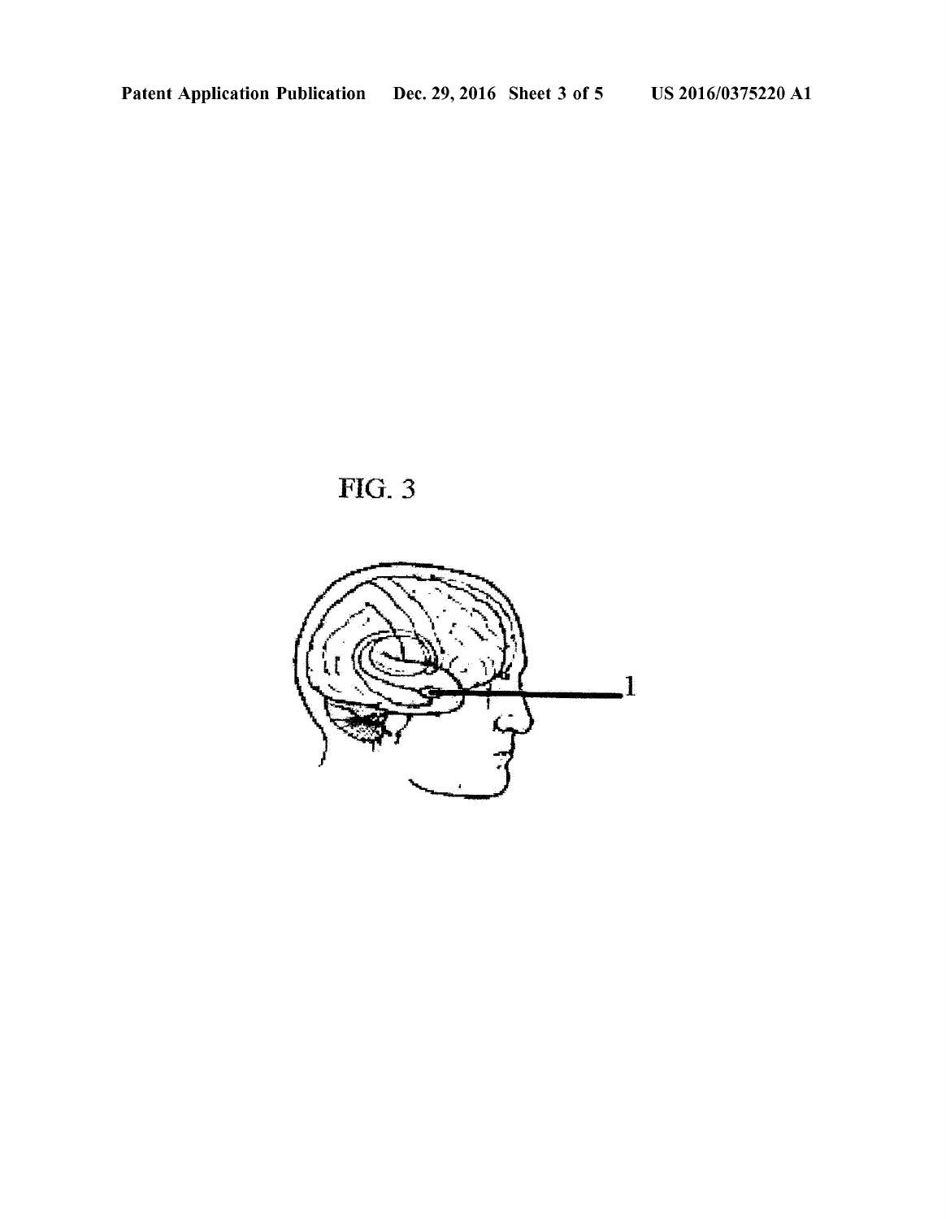FIG. 3

1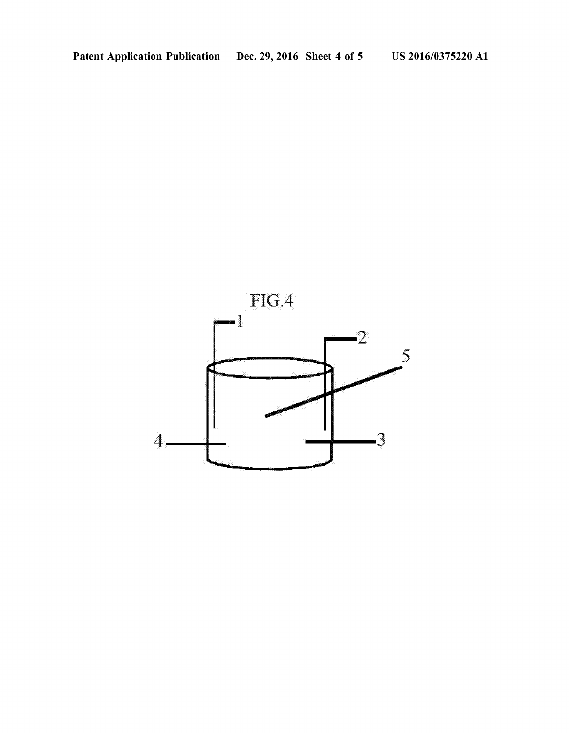FIG.4

1

2

5

4

3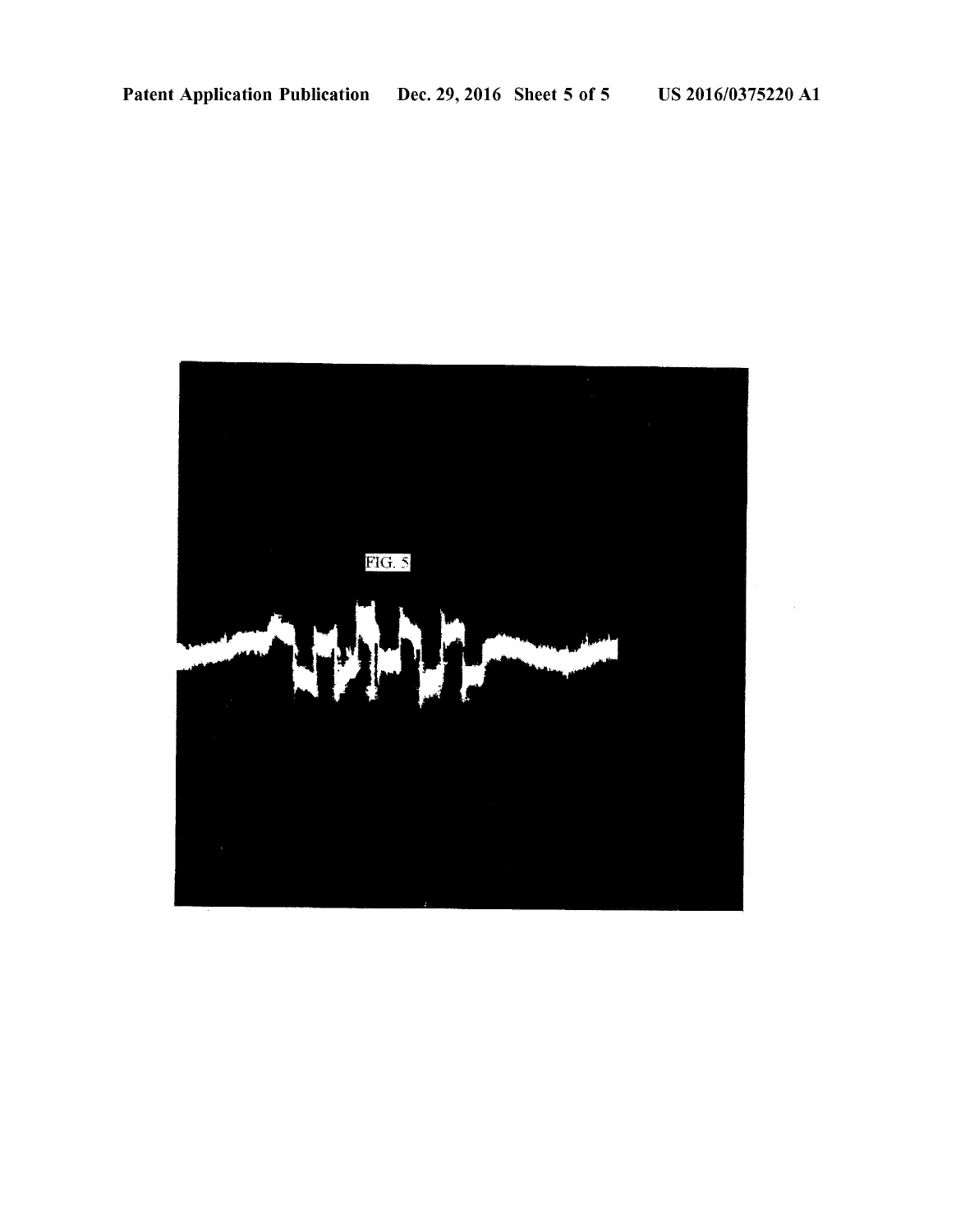FIG. 5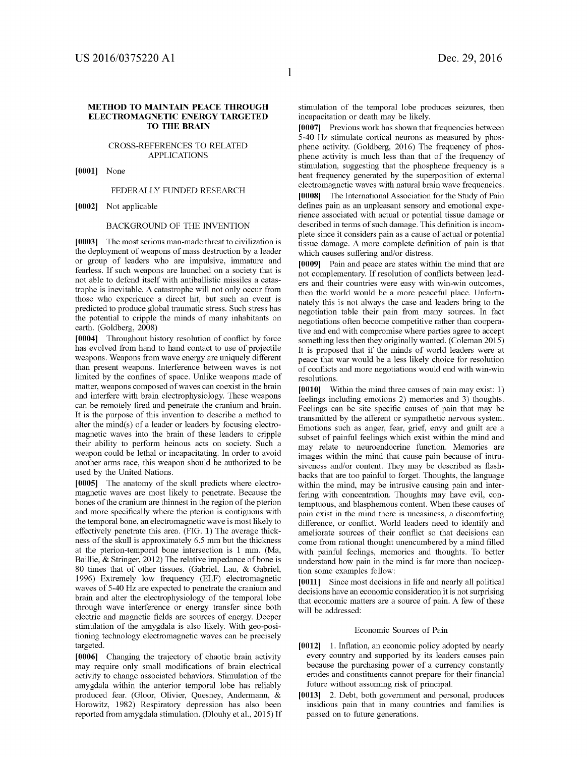# METHOD TO MAINTAIN PEACE THROUGH ELECTROMAGNETIC ENERGY TARGETED TO THE BRAIN

## CROSS-REFERENCES TO RELATED APPLICATIONS

**[0001]** None

## FEDERALLY FUNDED RESEARCH

**[0002]** Not applicable

## BACKGROUND OF THE INVENTION

**[0003]** The most serious man-made threat to civilization is the deployment of weapons of mass destruction by a leader or group of leaders who are impulsive, immature and fearless. If such weapons are launched on a society that is not able to defend itself with antiballistic missiles a catastrophe is inevitable. A catastrophe will not only occur from those who experience a direct hit, but such an event is predicted to produce global traumatic stress. Such stress has the potential to cripple the minds of many inhabitants on earth. (Goldberg, 2008)

**[0004]** Throughout history resolution of conflict by force has evolved from hand to hand contact to use of projectile weapons. Weapons from wave energy are uniquely different than present weapons. Interference between waves is not limited by the confines of space. Unlike weapons made of matter, weapons composed of waves can coexist in the brain and interfere with brain electrophysiology. These weapons can be remotely fired and penetrate the cranium and brain. It is the purpose of this invention to describe a method to alter the mind(s) of a leader or leaders by focusing electromagnetic waves into the brain of these leaders to cripple their ability to perform heinous acts on society. Such a weapon could be lethal or incapacitating. In order to avoid another arms race, this weapon should be authorized to be used by the United Nations.

**[0005]** The anatomy of the skull predicts where electromagnetic waves are most likely to penetrate. Because the bones of the cranium are thinnest in the region of the pterion and more specifically where the pterion is contiguous with the temporal bone, an electromagnetic wave is most likely to effectively penetrate this area. (FIG. 1) The average thickness of the skull is approximately 6.5 mm but the thickness at the pterion-temporal bone intersection is 1 mm. (Ma, Baillie, & Stringer, 2012) The relative impedance of bone is 80 times that of other tissues. (Gabriel, Lau, & Gabriel, 1996) Extremely low frequency (ELF) electromagnetic waves of 5-40 Hz are expected to penetrate the cranium and brain and alter the electrophysiology of the temporal lobe through wave interference or energy transfer since both electric and magnetic fields are sources of energy. Deeper stimulation of the amygdala is also likely. With geo-positioning technology electromagnetic waves can be precisely targeted.

**[0006]** Changing the trajectory of chaotic brain activity may require only small modifications of brain electrical activity to change associated behaviors. Stimulation of the amygdala within the anterior temporal lobe has reliably produced fear. (Gloor, Olivier, Quesney, Andermann, & Horowitz, 1982) Respiratory depression has also been reported from amygdala stimulation. (Dlouhy et al., 2015) If stimulation of the temporal lobe produces seizures, then incapacitation or death may be likely.

**[0007]** Previous work has shown that frequencies between 5-40 Hz stimulate cortical neurons as measured by phosphene activity. (Goldberg, 2016) The frequency of phosphene activity is much less than that of the frequency of stimulation, suggesting that the phosphene frequency is a beat frequency generated by the superposition of external electromagnetic waves with natural brain wave frequencies.

**[0008]** The International Association for the Study of Pain defines pain as an unpleasant sensory and emotional experience associated with actual or potential tissue damage or described in terms of such damage. This definition is incomplete since it considers pain as a cause of actual or potential tissue damage. A more complete definition of pain is that which causes suffering and/or distress.

**[0009]** Pain and peace are states within the mind that are not complementary. If resolution of conflicts between leaders and their countries were easy with win-win outcomes, then the world would be a more peaceful place. Unfortunately this is not always the case and leaders bring to the negotiation table their pain from many sources. In fact negotiations often become competitive rather than cooperative and end with compromise where parties agree to accept something less then they originally wanted. (Coleman 2015) It is proposed that if the minds of world leaders were at peace that war would be a less likely choice for resolution of conflicts and more negotiations would end with win-win resolutions.

**[0010]** Within the mind three causes of pain may exist: 1) feelings including emotions 2) memories and 3) thoughts. Feelings can be site specific causes of pain that may be transmitted by the afferent or sympathetic nervous system. Emotions such as anger, fear, grief, envy and guilt are a subset of painful feelings which exist within the mind and may relate to neuroendocrine function. Memories are images within the mind that cause pain because of intrusiveness and/or content. They may be described as flashbacks that are too painful to forget. Thoughts, the language within the mind, may be intrusive causing pain and interfering with concentration. Thoughts may have evil, contemptuous, and blasphemous content. When these causes of pain exist in the mind there is uneasiness, a discomforting difference, or conflict. World leaders need to identify and ameliorate sources of their conflict so that decisions can come from rational thought unencumbered by a mind filled with painful feelings, memories and thoughts. To better understand how pain in the mind is far more than nociception some examples follow:

**[0011]** Since most decisions in life and nearly all political decisions have an economic consideration it is not surprising that economic matters are a source of pain. A few of these will be addressed:

### Economic Sources of Pain

**[0012]** 1. Inflation, an economic policy adopted by nearly every country and supported by its leaders causes pain because the purchasing power of a currency constantly erodes and constituents cannot prepare for their financial future without assuming risk of principal.

**[0013]** 2. Debt, both government and personal, produces insidious pain that in many countries and families is passed on to future generations.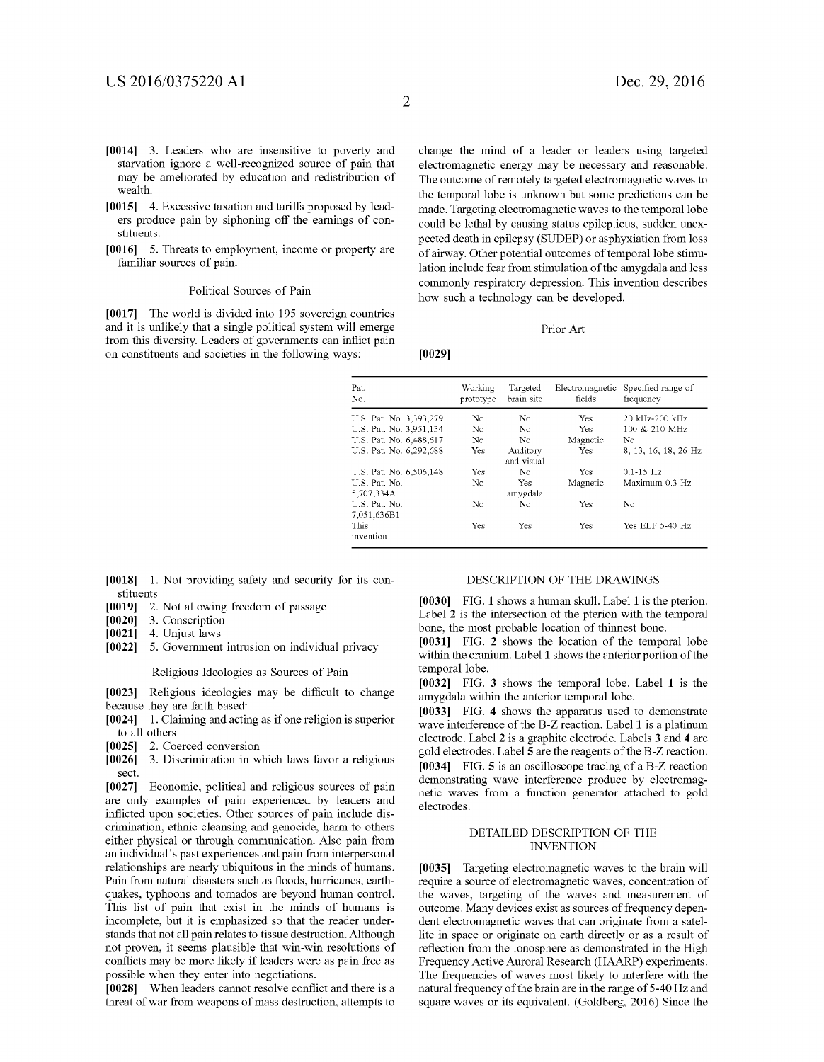[0014] 3. Leaders who are insensitive to poverty and starvation ignore a well-recognized source of pain that may be ameliorated by education and redistribution of wealth.

[0015] 4. Excessive taxation and tariffs proposed by leaders produce pain by siphoning off the earnings of constituents.

[0016] 5. Threats to employment, income or property are familiar sources of pain.

### Political Sources of Pain

[0017] The world is divided into 195 sovereign countries and it is unlikely that a single political system will emerge from this diversity. Leaders of governments can inflict pain on constituents and societies in the following ways:

[0018] 1. Not providing safety and security for its constituents

[0019] 2. Not allowing freedom of passage

[0020] 3. Conscription

[0021] 4. Unjust laws

[0022] 5. Government intrusion on individual privacy

### Religious Ideologies as Sources of Pain

[0023] Religious ideologies may be difficult to change because they are faith based:

[0024] 1. Claiming and acting as if one religion is superior to all others

[0025] 2. Coerced conversion

[0026] 3. Discrimination in which laws favor a religious sect.

[0027] Economic, political and religious sources of pain are only examples of pain experienced by leaders and inflicted upon societies. Other sources of pain include discrimination, ethnic cleansing and genocide, harm to others either physical or through communication. Also pain from an individual's past experiences and pain from interpersonal relationships are nearly ubiquitous in the minds of humans. Pain from natural disasters such as floods, hurricanes, earthquakes, typhoons and tornados are beyond human control. This list of pain that exist in the minds of humans is incomplete, but it is emphasized so that the reader understands that not all pain relates to tissue destruction. Although not proven, it seems plausible that win-win resolutions of conflicts may be more likely if leaders were as pain free as possible when they enter into negotiations.

[0028] When leaders cannot resolve conflict and there is a threat of war from weapons of mass destruction, attempts to change the mind of a leader or leaders using targeted electromagnetic energy may be necessary and reasonable. The outcome of remotely targeted electromagnetic waves to the temporal lobe is unknown but some predictions can be made. Targeting electromagnetic waves to the temporal lobe could be lethal by causing status epilepticus, sudden unexpected death in epilepsy (SUDEP) or asphyxiation from loss of airway. Other potential outcomes of temporal lobe stimulation include fear from stimulation of the amygdala and less commonly respiratory depression. This invention describes how such a technology can be developed.

### Prior Art

[0029]

| Pat. No. | Working prototype | Targeted brain site | Electromagnetic fields | Specified range of frequency |
|---|---|---|---|---|
| U.S. Pat. No. 3,393,279 | No | No | Yes | 20 kHz-200 kHz |
| U.S. Pat. No. 3,951,134 | No | No | Yes | 100 & 210 MHz |
| U.S. Pat. No. 6,488,617 | No | No | Magnetic | No |
| U.S. Pat. No. 6,292,688 | Yes | Auditory and visual | Yes | 8, 13, 16, 18, 26 Hz |
| U.S. Pat. No. 6,506,148 | Yes | No | Yes | 0.1-15 Hz |
| U.S. Pat. No. 5,707,334A | No | Yes amygdala | Magnetic | Maximum 0.3 Hz |
| U.S. Pat. No. 7,051,636B1 | No | No | Yes | No |
| This invention | Yes | Yes | Yes | Yes ELF 5-40 Hz |

## DESCRIPTION OF THE DRAWINGS

[0030] FIG. 1 shows a human skull. Label 1 is the pterion. Label 2 is the intersection of the pterion with the temporal bone, the most probable location of thinnest bone.

[0031] FIG. 2 shows the location of the temporal lobe within the cranium. Label 1 shows the anterior portion of the temporal lobe.

[0032] FIG. 3 shows the temporal lobe. Label 1 is the amygdala within the anterior temporal lobe.

[0033] FIG. 4 shows the apparatus used to demonstrate wave interference of the B-Z reaction. Label 1 is a platinum electrode. Label 2 is a graphite electrode. Labels 3 and 4 are gold electrodes. Label 5 are the reagents of the B-Z reaction.

[0034] FIG. 5 is an oscilloscope tracing of a B-Z reaction demonstrating wave interference produce by electromagnetic waves from a function generator attached to gold electrodes.

## DETAILED DESCRIPTION OF THE INVENTION

[0035] Targeting electromagnetic waves to the brain will require a source of electromagnetic waves, concentration of the waves, targeting of the waves and measurement of outcome. Many devices exist as sources of frequency dependent electromagnetic waves that can originate from a satellite in space or originate on earth directly or as a result of reflection from the ionosphere as demonstrated in the High Frequency Active Auroral Research (HAARP) experiments. The frequencies of waves most likely to interfere with the natural frequency of the brain are in the range of 5-40 Hz and square waves or its equivalent. (Goldberg, 2016) Since the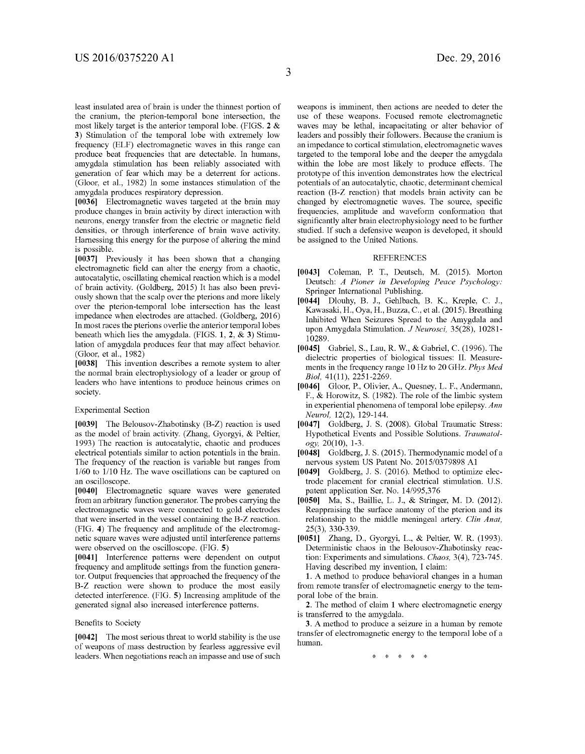least insulated area of brain is under the thinnest portion of the cranium, the pterion-temporal bone intersection, the most likely target is the anterior temporal lobe. (FIGS. **2** & **3**) Stimulation of the temporal lobe with extremely low frequency (ELF) electromagnetic waves in this range can produce beat frequencies that are detectable. In humans, amygdala stimulation has been reliably associated with generation of fear which may be a deterrent for actions. (Gloor, et al., 1982) In some instances stimulation of the amygdala produces respiratory depression.

**[0036]** Electromagnetic waves targeted at the brain may produce changes in brain activity by direct interaction with neurons, energy transfer from the electric or magnetic field densities, or through interference of brain wave activity. Harnessing this energy for the purpose of altering the mind is possible.

**[0037]** Previously it has been shown that a changing electromagnetic field can alter the energy from a chaotic, autocatalytic, oscillating chemical reaction which is a model of brain activity. (Goldberg, 2015) It has also been previously shown that the scalp over the pterions and more likely over the pterion-temporal lobe intersection has the least impedance when electrodes are attached. (Goldberg, 2016) In most races the pterions overlie the anterior temporal lobes beneath which lies the amygdala. (FIGS. **1**, **2**, & **3**) Stimulation of amygdala produces fear that may affect behavior. (Gloor, et al., 1982)

**[0038]** This invention describes a remote system to alter the normal brain electrophysiology of a leader or group of leaders who have intentions to produce heinous crimes on society.

## Experimental Section

**[0039]** The Belousov-Zhabotinsky (B-Z) reaction is used as the model of brain activity. (Zhang, Gyorgyi, & Peltier, 1993) The reaction is autocatalytic, chaotic and produces electrical potentials similar to action potentials in the brain. The frequency of the reaction is variable but ranges from 1/60 to 1/10 Hz. The wave oscillations can be captured on an oscilloscope.

**[0040]** Electromagnetic square waves were generated from an arbitrary function generator. The probes carrying the electromagnetic waves were connected to gold electrodes that were inserted in the vessel containing the B-Z reaction. (FIG. **4**) The frequency and amplitude of the electromagnetic square waves were adjusted until interference patterns were observed on the oscilloscope. (FIG. **5**)

**[0041]** Interference patterns were dependent on output frequency and amplitude settings from the function generator. Output frequencies that approached the frequency of the B-Z reaction were shown to produce the most easily detected interference. (FIG. **5**) Increasing amplitude of the generated signal also increased interference patterns.

## Benefits to Society

**[0042]** The most serious threat to world stability is the use of weapons of mass destruction by fearless aggressive evil leaders. When negotiations reach an impasse and use of such weapons is imminent, then actions are needed to deter the use of these weapons. Focused remote electromagnetic waves may be lethal, incapacitating or alter behavior of leaders and possibly their followers. Because the cranium is an impedance to cortical stimulation, electromagnetic waves targeted to the temporal lobe and the deeper the amygdala within the lobe are most likely to produce effects. The prototype of this invention demonstrates how the electrical potentials of an autocatalytic, chaotic, determinant chemical reaction (B-Z reaction) that models brain activity can be changed by electromagnetic waves. The source, specific frequencies, amplitude and waveform conformation that significantly alter brain electrophysiology need to be further studied. If such a defensive weapon is developed, it should be assigned to the United Nations.

## REFERENCES

**[0043]** Coleman, P. T., Deutsch, M. (2015). Morton Deutsch: *A Pioner in Developing Peace Psychology:* Springer International Publishing.

**[0044]** Dlouhy, B. J., Gehlbach, B. K., Kreple, C. J., Kawasaki, H., Oya, H., Buzza, C., et al. (2015). Breathing Inhibited When Seizures Spread to the Amygdala and upon Amygdala Stimulation. *J Neurosci,* 35(28), 10281-10289.

**[0045]** Gabriel, S., Lau, R. W., & Gabriel, C. (1996). The dielectric properties of biological tissues: II. Measurements in the frequency range 10 Hz to 20 GHz. *Phys Med Biol,* 41(11), 2251-2269.

**[0046]** Gloor, P., Olivier, A., Quesney, L. F., Andermann, F., & Horowitz, S. (1982). The role of the limbic system in experiential phenomena of temporal lobe epilepsy. *Ann Neurol,* 12(2), 129-144.

**[0047]** Goldberg, J. S. (2008). Global Traumatic Stress: Hypothetical Events and Possible Solutions. *Traumatology,* 20(10), 1-3.

**[0048]** Goldberg, J. S. (2015). Thermodynamic model of a nervous system US Patent No. 2015/0379898 A1

**[0049]** Goldberg, J. S. (2016). Method to optimize electrode placement for cranial electrical stimulation. U.S. patent application Ser. No. 14/995,376

**[0050]** Ma, S., Baillie, L. J., & Stringer, M. D. (2012). Reappraising the surface anatomy of the pterion and its relationship to the middle meningeal artery. *Clin Anat,* 25(3), 330-339.

**[0051]** Zhang, D., Gyorgyi, L., & Peltier, W. R. (1993). Deterministic chaos in the Belousov-Zhabotinsky reaction: Experiments and simulations. *Chaos,* 3(4), 723-745.

Having described my invention, I claim:

**1**. A method to produce behavioral changes in a human from remote transfer of electromagnetic energy to the temporal lobe of the brain.

**2**. The method of claim **1** where electromagnetic energy is transferred to the amygdala.

**3**. A method to produce a seizure in a human by remote transfer of electromagnetic energy to the temporal lobe of a human.

* * * * *